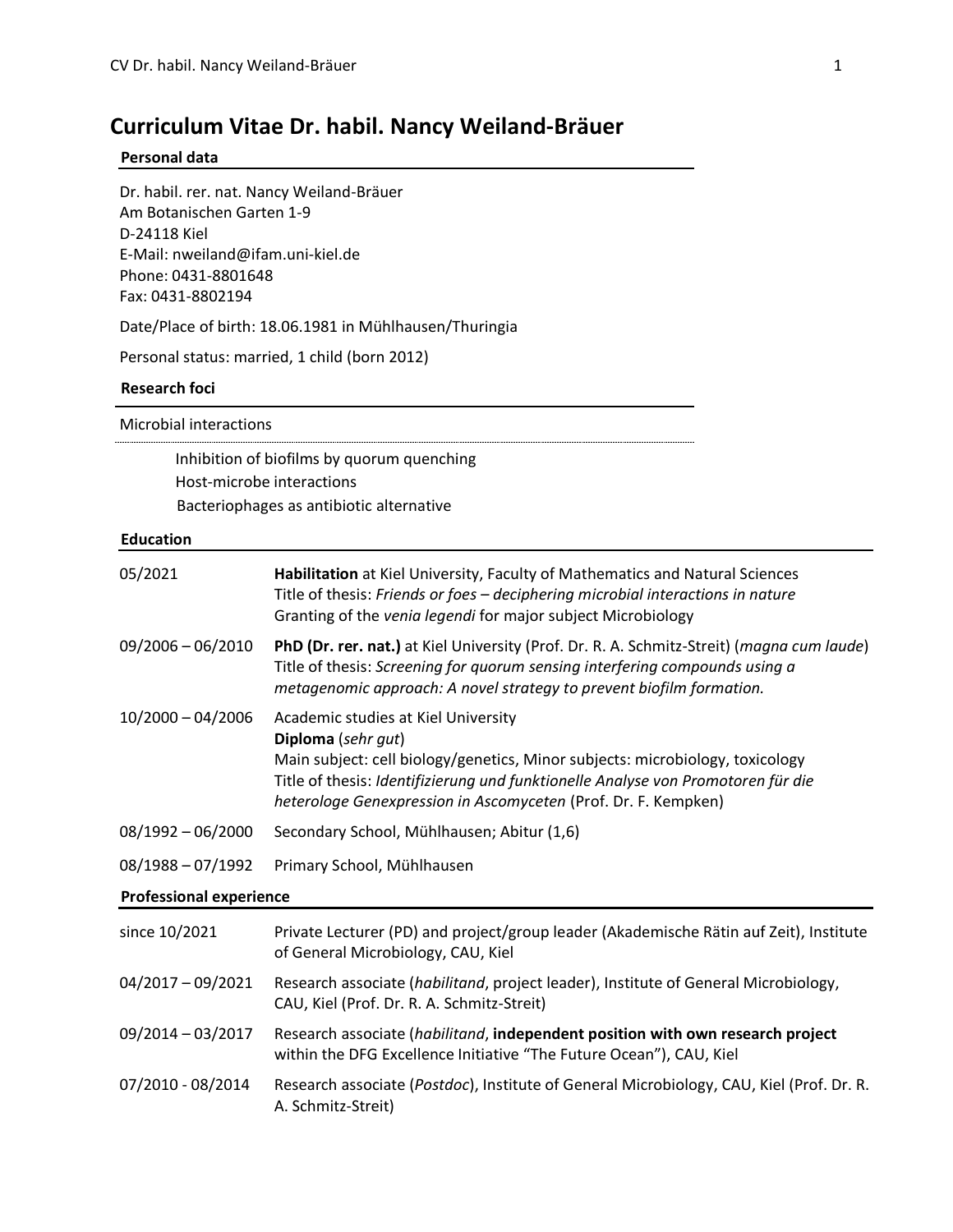# Curriculum Vitae Dr. habil. Nancy Weiland-Bräuer

## Personal data

Dr. habil. rer. nat. Nancy Weiland-Bräuer
Am Botanischen Garten 1-9
D-24118 Kiel
E-Mail: nweiland@ifam.uni-kiel.de
Phone: 0431-8801648
Fax: 0431-8802194

Date/Place of birth: 18.06.1981 in Mühlhausen/Thuringia

Personal status: married, 1 child (born 2012)

## Research foci

Microbial interactions

- Inhibition of biofilms by quorum quenching
- Host-microbe interactions
- Bacteriophages as antibiotic alternative

## Education

| | |
|---|---|
| 05/2021 | **Habilitation** at Kiel University, Faculty of Mathematics and Natural Sciences<br>Title of thesis: *Friends or foes – deciphering microbial interactions in nature*<br>Granting of the *venia legendi* for major subject Microbiology |
| 09/2006 – 06/2010 | **PhD (Dr. rer. nat.)** at Kiel University (Prof. Dr. R. A. Schmitz-Streit) (*magna cum laude*)<br>Title of thesis: *Screening for quorum sensing interfering compounds using a metagenomic approach: A novel strategy to prevent biofilm formation.* |
| 10/2000 – 04/2006 | Academic studies at Kiel University<br>**Diploma** (*sehr gut*)<br>Main subject: cell biology/genetics, Minor subjects: microbiology, toxicology<br>Title of thesis: *Identifizierung und funktionelle Analyse von Promotoren für die heterologe Genexpression in Ascomyceten* (Prof. Dr. F. Kempken) |
| 08/1992 – 06/2000 | Secondary School, Mühlhausen; Abitur (1,6) |
| 08/1988 – 07/1992 | Primary School, Mühlhausen |

## Professional experience

| | |
|---|---|
| since 10/2021 | Private Lecturer (PD) and project/group leader (Akademische Rätin auf Zeit), Institute of General Microbiology, CAU, Kiel |
| 04/2017 – 09/2021 | Research associate (*habilitand*, project leader), Institute of General Microbiology, CAU, Kiel (Prof. Dr. R. A. Schmitz-Streit) |
| 09/2014 – 03/2017 | Research associate (*habilitand*, **independent position with own research project** within the DFG Excellence Initiative "The Future Ocean"), CAU, Kiel |
| 07/2010 - 08/2014 | Research associate (*Postdoc*), Institute of General Microbiology, CAU, Kiel (Prof. Dr. R. A. Schmitz-Streit) |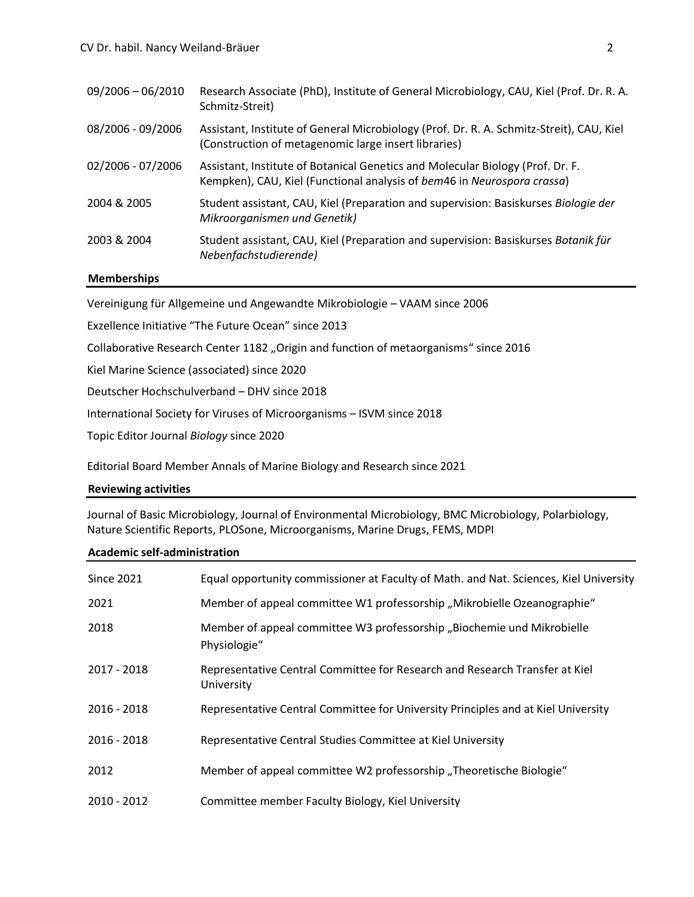| | |
|---|---|
| 09/2006 – 06/2010 | Research Associate (PhD), Institute of General Microbiology, CAU, Kiel (Prof. Dr. R. A. Schmitz-Streit) |
| 08/2006 - 09/2006 | Assistant, Institute of General Microbiology (Prof. Dr. R. A. Schmitz-Streit), CAU, Kiel (Construction of metagenomic large insert libraries) |
| 02/2006 - 07/2006 | Assistant, Institute of Botanical Genetics and Molecular Biology (Prof. Dr. F. Kempken), CAU, Kiel (Functional analysis of *bem*46 in *Neurospora crassa*) |
| 2004 & 2005 | Student assistant, CAU, Kiel (Preparation and supervision: Basiskurses *Biologie der Mikroorganismen und Genetik)* |
| 2003 & 2004 | Student assistant, CAU, Kiel (Preparation and supervision: Basiskurses *Botanik für Nebenfachstudierende)* |

**Memberships**

Vereinigung für Allgemeine und Angewandte Mikrobiologie – VAAM since 2006

Exzellence Initiative "The Future Ocean" since 2013

Collaborative Research Center 1182 „Origin and function of metaorganisms" since 2016

Kiel Marine Science (associated) since 2020

Deutscher Hochschulverband – DHV since 2018

International Society for Viruses of Microorganisms – ISVM since 2018

Topic Editor Journal *Biology* since 2020

Editorial Board Member Annals of Marine Biology and Research since 2021

**Reviewing activities**

Journal of Basic Microbiology, Journal of Environmental Microbiology, BMC Microbiology, Polarbiology, Nature Scientific Reports, PLOSone, Microorganisms, Marine Drugs, FEMS, MDPI

**Academic self-administration**

| | |
|---|---|
| Since 2021 | Equal opportunity commissioner at Faculty of Math. and Nat. Sciences, Kiel University |
| 2021 | Member of appeal committee W1 professorship „Mikrobielle Ozeanographie" |
| 2018 | Member of appeal committee W3 professorship „Biochemie und Mikrobielle Physiologie" |
| 2017 - 2018 | Representative Central Committee for Research and Research Transfer at Kiel University |
| 2016 - 2018 | Representative Central Committee for University Principles and at Kiel University |
| 2016 - 2018 | Representative Central Studies Committee at Kiel University |
| 2012 | Member of appeal committee W2 professorship „Theoretische Biologie" |
| 2010 - 2012 | Committee member Faculty Biology, Kiel University |